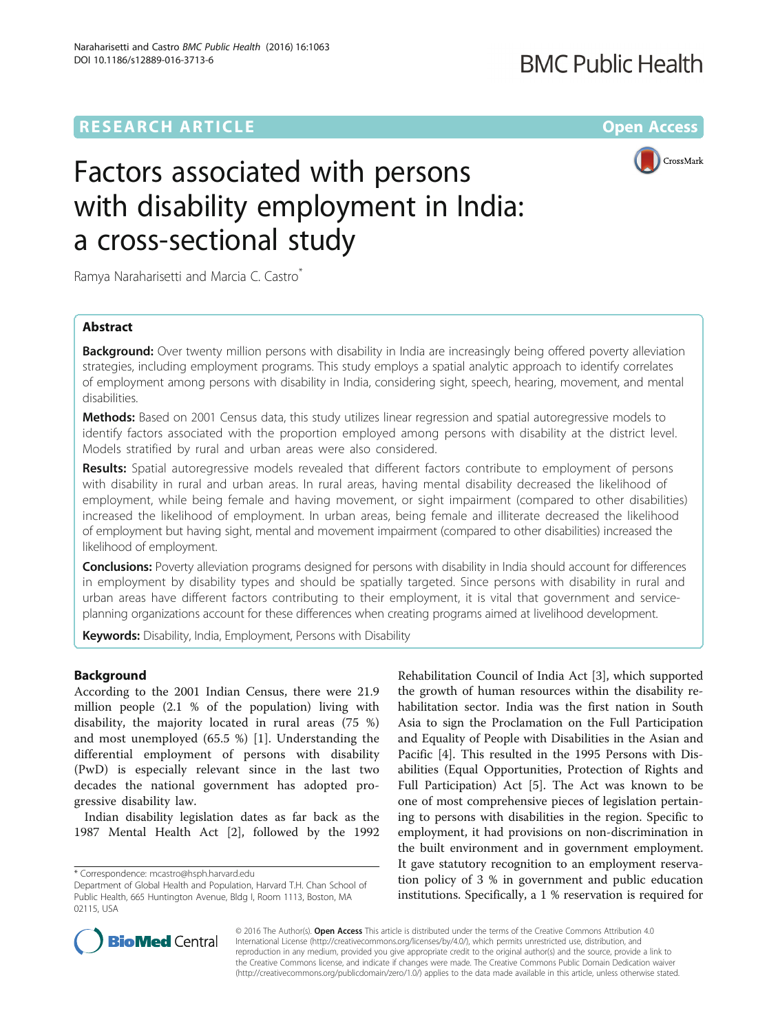RESEARCH ARTICLE

Open Access

# Factors associated with persons with disability employment in India: a cross-sectional study

Ramya Naraharisetti and Marcia C. Castro*

## Abstract

**Background:** Over twenty million persons with disability in India are increasingly being offered poverty alleviation strategies, including employment programs. This study employs a spatial analytic approach to identify correlates of employment among persons with disability in India, considering sight, speech, hearing, movement, and mental disabilities.

**Methods:** Based on 2001 Census data, this study utilizes linear regression and spatial autoregressive models to identify factors associated with the proportion employed among persons with disability at the district level. Models stratified by rural and urban areas were also considered.

**Results:** Spatial autoregressive models revealed that different factors contribute to employment of persons with disability in rural and urban areas. In rural areas, having mental disability decreased the likelihood of employment, while being female and having movement, or sight impairment (compared to other disabilities) increased the likelihood of employment. In urban areas, being female and illiterate decreased the likelihood of employment but having sight, mental and movement impairment (compared to other disabilities) increased the likelihood of employment.

**Conclusions:** Poverty alleviation programs designed for persons with disability in India should account for differences in employment by disability types and should be spatially targeted. Since persons with disability in rural and urban areas have different factors contributing to their employment, it is vital that government and service-planning organizations account for these differences when creating programs aimed at livelihood development.

**Keywords:** Disability, India, Employment, Persons with Disability

## Background

According to the 2001 Indian Census, there were 21.9 million people (2.1 % of the population) living with disability, the majority located in rural areas (75 %) and most unemployed (65.5 %) [1]. Understanding the differential employment of persons with disability (PwD) is especially relevant since in the last two decades the national government has adopted progressive disability law.

Indian disability legislation dates as far back as the 1987 Mental Health Act [2], followed by the 1992 Rehabilitation Council of India Act [3], which supported the growth of human resources within the disability rehabilitation sector. India was the first nation in South Asia to sign the Proclamation on the Full Participation and Equality of People with Disabilities in the Asian and Pacific [4]. This resulted in the 1995 Persons with Disabilities (Equal Opportunities, Protection of Rights and Full Participation) Act [5]. The Act was known to be one of most comprehensive pieces of legislation pertaining to persons with disabilities in the region. Specific to employment, it had provisions on non-discrimination in the built environment and in government employment. It gave statutory recognition to an employment reservation policy of 3 % in government and public education institutions. Specifically, a 1 % reservation is required for

* Correspondence: mcastro@hsph.harvard.edu
Department of Global Health and Population, Harvard T.H. Chan School of Public Health, 665 Huntington Avenue, Bldg I, Room 1113, Boston, MA 02115, USA

© 2016 The Author(s). **Open Access** This article is distributed under the terms of the Creative Commons Attribution 4.0 International License (http://creativecommons.org/licenses/by/4.0/), which permits unrestricted use, distribution, and reproduction in any medium, provided you give appropriate credit to the original author(s) and the source, provide a link to the Creative Commons license, and indicate if changes were made. The Creative Commons Public Domain Dedication waiver (http://creativecommons.org/publicdomain/zero/1.0/) applies to the data made available in this article, unless otherwise stated.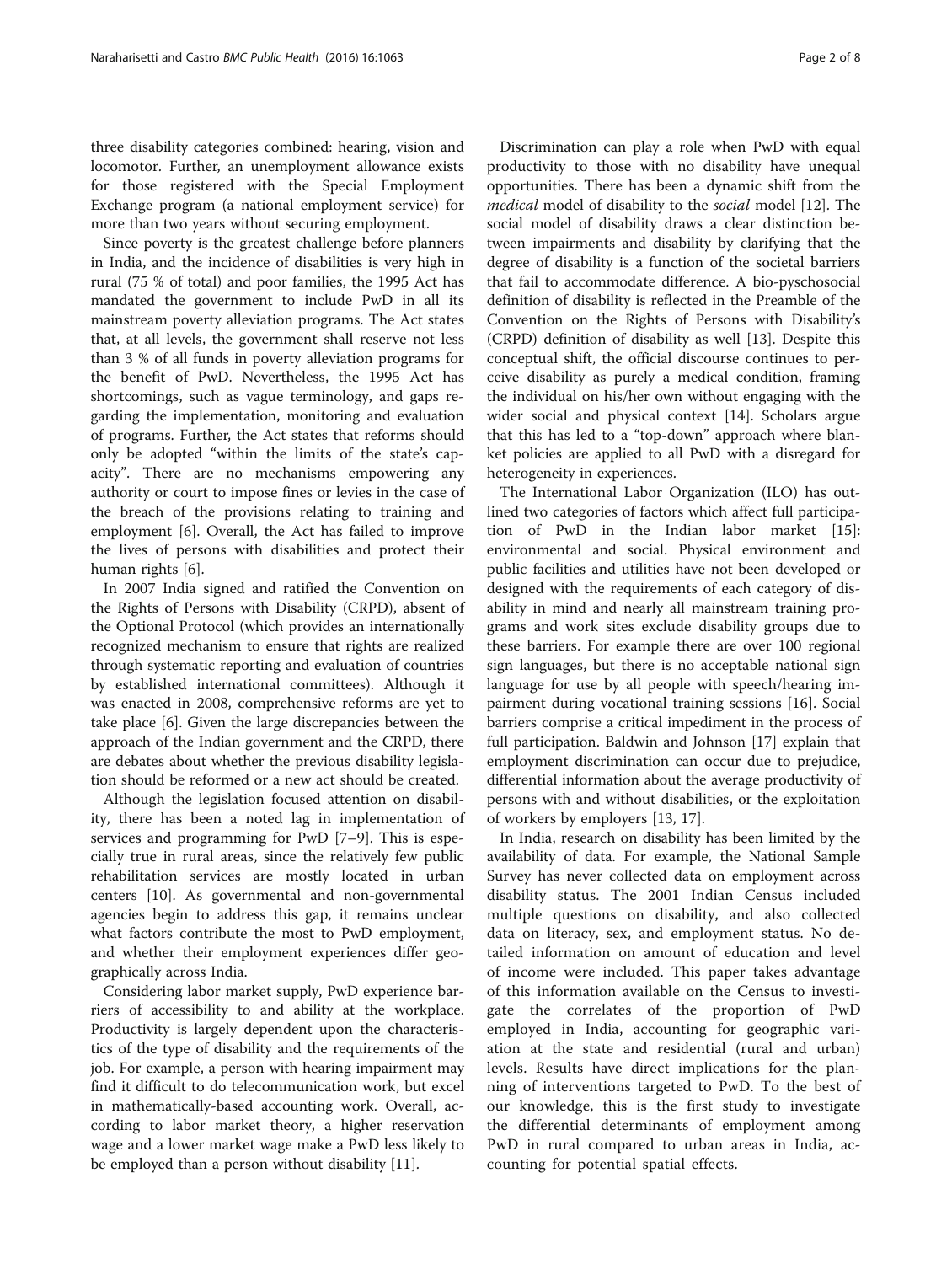three disability categories combined: hearing, vision and locomotor. Further, an unemployment allowance exists for those registered with the Special Employment Exchange program (a national employment service) for more than two years without securing employment.

Since poverty is the greatest challenge before planners in India, and the incidence of disabilities is very high in rural (75 % of total) and poor families, the 1995 Act has mandated the government to include PwD in all its mainstream poverty alleviation programs. The Act states that, at all levels, the government shall reserve not less than 3 % of all funds in poverty alleviation programs for the benefit of PwD. Nevertheless, the 1995 Act has shortcomings, such as vague terminology, and gaps regarding the implementation, monitoring and evaluation of programs. Further, the Act states that reforms should only be adopted "within the limits of the state's capacity". There are no mechanisms empowering any authority or court to impose fines or levies in the case of the breach of the provisions relating to training and employment [6]. Overall, the Act has failed to improve the lives of persons with disabilities and protect their human rights [6].

In 2007 India signed and ratified the Convention on the Rights of Persons with Disability (CRPD), absent of the Optional Protocol (which provides an internationally recognized mechanism to ensure that rights are realized through systematic reporting and evaluation of countries by established international committees). Although it was enacted in 2008, comprehensive reforms are yet to take place [6]. Given the large discrepancies between the approach of the Indian government and the CRPD, there are debates about whether the previous disability legislation should be reformed or a new act should be created.

Although the legislation focused attention on disability, there has been a noted lag in implementation of services and programming for PwD [7–9]. This is especially true in rural areas, since the relatively few public rehabilitation services are mostly located in urban centers [10]. As governmental and non-governmental agencies begin to address this gap, it remains unclear what factors contribute the most to PwD employment, and whether their employment experiences differ geographically across India.

Considering labor market supply, PwD experience barriers of accessibility to and ability at the workplace. Productivity is largely dependent upon the characteristics of the type of disability and the requirements of the job. For example, a person with hearing impairment may find it difficult to do telecommunication work, but excel in mathematically-based accounting work. Overall, according to labor market theory, a higher reservation wage and a lower market wage make a PwD less likely to be employed than a person without disability [11].

Discrimination can play a role when PwD with equal productivity to those with no disability have unequal opportunities. There has been a dynamic shift from the *medical* model of disability to the *social* model [12]. The social model of disability draws a clear distinction between impairments and disability by clarifying that the degree of disability is a function of the societal barriers that fail to accommodate difference. A bio-pyschosocial definition of disability is reflected in the Preamble of the Convention on the Rights of Persons with Disability's (CRPD) definition of disability as well [13]. Despite this conceptual shift, the official discourse continues to perceive disability as purely a medical condition, framing the individual on his/her own without engaging with the wider social and physical context [14]. Scholars argue that this has led to a "top-down" approach where blanket policies are applied to all PwD with a disregard for heterogeneity in experiences.

The International Labor Organization (ILO) has outlined two categories of factors which affect full participation of PwD in the Indian labor market [15]: environmental and social. Physical environment and public facilities and utilities have not been developed or designed with the requirements of each category of disability in mind and nearly all mainstream training programs and work sites exclude disability groups due to these barriers. For example there are over 100 regional sign languages, but there is no acceptable national sign language for use by all people with speech/hearing impairment during vocational training sessions [16]. Social barriers comprise a critical impediment in the process of full participation. Baldwin and Johnson [17] explain that employment discrimination can occur due to prejudice, differential information about the average productivity of persons with and without disabilities, or the exploitation of workers by employers [13, 17].

In India, research on disability has been limited by the availability of data. For example, the National Sample Survey has never collected data on employment across disability status. The 2001 Indian Census included multiple questions on disability, and also collected data on literacy, sex, and employment status. No detailed information on amount of education and level of income were included. This paper takes advantage of this information available on the Census to investigate the correlates of the proportion of PwD employed in India, accounting for geographic variation at the state and residential (rural and urban) levels. Results have direct implications for the planning of interventions targeted to PwD. To the best of our knowledge, this is the first study to investigate the differential determinants of employment among PwD in rural compared to urban areas in India, accounting for potential spatial effects.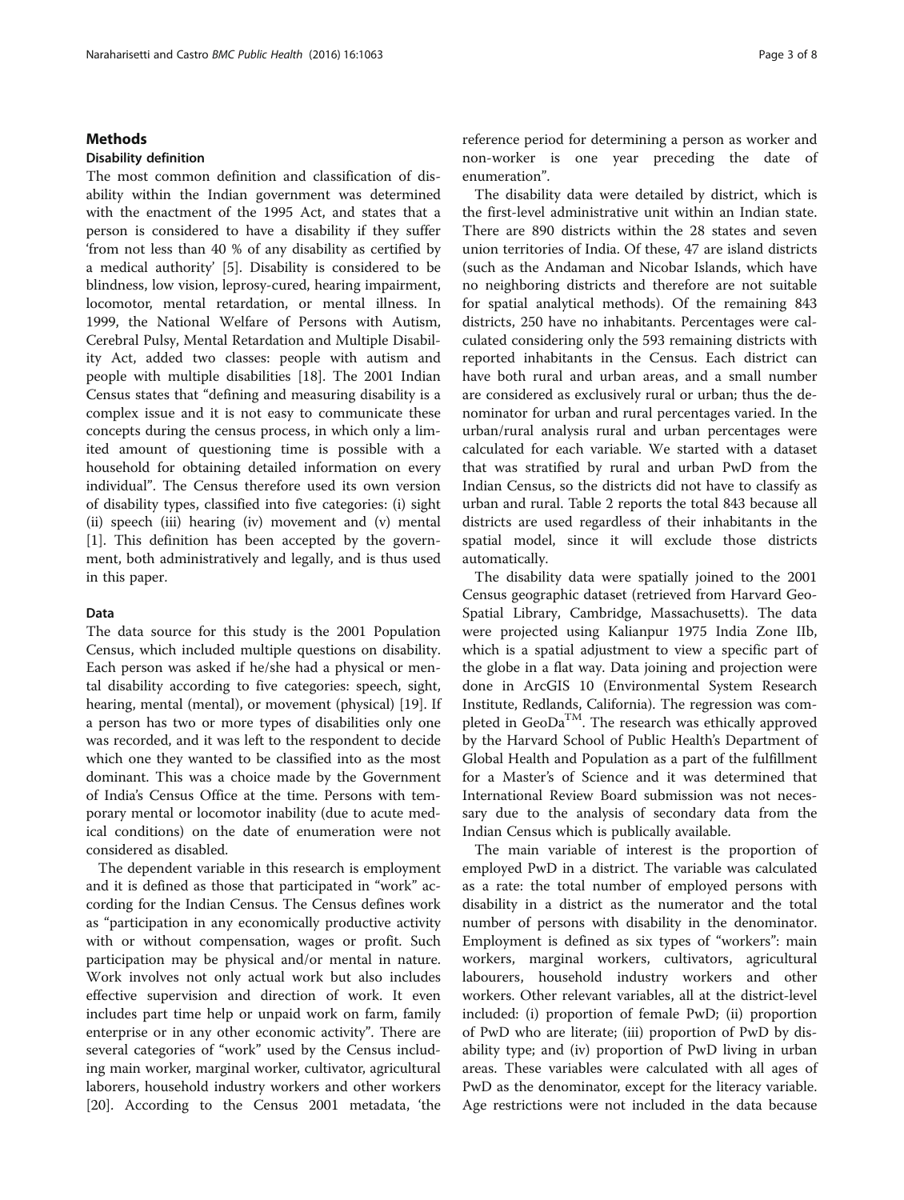## Methods

### Disability definition

The most common definition and classification of disability within the Indian government was determined with the enactment of the 1995 Act, and states that a person is considered to have a disability if they suffer 'from not less than 40 % of any disability as certified by a medical authority' [5]. Disability is considered to be blindness, low vision, leprosy-cured, hearing impairment, locomotor, mental retardation, or mental illness. In 1999, the National Welfare of Persons with Autism, Cerebral Pulsy, Mental Retardation and Multiple Disability Act, added two classes: people with autism and people with multiple disabilities [18]. The 2001 Indian Census states that "defining and measuring disability is a complex issue and it is not easy to communicate these concepts during the census process, in which only a limited amount of questioning time is possible with a household for obtaining detailed information on every individual". The Census therefore used its own version of disability types, classified into five categories: (i) sight (ii) speech (iii) hearing (iv) movement and (v) mental [1]. This definition has been accepted by the government, both administratively and legally, and is thus used in this paper.

### Data

The data source for this study is the 2001 Population Census, which included multiple questions on disability. Each person was asked if he/she had a physical or mental disability according to five categories: speech, sight, hearing, mental (mental), or movement (physical) [19]. If a person has two or more types of disabilities only one was recorded, and it was left to the respondent to decide which one they wanted to be classified into as the most dominant. This was a choice made by the Government of India's Census Office at the time. Persons with temporary mental or locomotor inability (due to acute medical conditions) on the date of enumeration were not considered as disabled.

The dependent variable in this research is employment and it is defined as those that participated in "work" according for the Indian Census. The Census defines work as "participation in any economically productive activity with or without compensation, wages or profit. Such participation may be physical and/or mental in nature. Work involves not only actual work but also includes effective supervision and direction of work. It even includes part time help or unpaid work on farm, family enterprise or in any other economic activity". There are several categories of "work" used by the Census including main worker, marginal worker, cultivator, agricultural laborers, household industry workers and other workers [20]. According to the Census 2001 metadata, 'the reference period for determining a person as worker and non-worker is one year preceding the date of enumeration".

The disability data were detailed by district, which is the first-level administrative unit within an Indian state. There are 890 districts within the 28 states and seven union territories of India. Of these, 47 are island districts (such as the Andaman and Nicobar Islands, which have no neighboring districts and therefore are not suitable for spatial analytical methods). Of the remaining 843 districts, 250 have no inhabitants. Percentages were calculated considering only the 593 remaining districts with reported inhabitants in the Census. Each district can have both rural and urban areas, and a small number are considered as exclusively rural or urban; thus the denominator for urban and rural percentages varied. In the urban/rural analysis rural and urban percentages were calculated for each variable. We started with a dataset that was stratified by rural and urban PwD from the Indian Census, so the districts did not have to classify as urban and rural. Table 2 reports the total 843 because all districts are used regardless of their inhabitants in the spatial model, since it will exclude those districts automatically.

The disability data were spatially joined to the 2001 Census geographic dataset (retrieved from Harvard Geo-Spatial Library, Cambridge, Massachusetts). The data were projected using Kalianpur 1975 India Zone IIb, which is a spatial adjustment to view a specific part of the globe in a flat way. Data joining and projection were done in ArcGIS 10 (Environmental System Research Institute, Redlands, California). The regression was completed in GeoDa™. The research was ethically approved by the Harvard School of Public Health's Department of Global Health and Population as a part of the fulfillment for a Master's of Science and it was determined that International Review Board submission was not necessary due to the analysis of secondary data from the Indian Census which is publically available.

The main variable of interest is the proportion of employed PwD in a district. The variable was calculated as a rate: the total number of employed persons with disability in a district as the numerator and the total number of persons with disability in the denominator. Employment is defined as six types of "workers": main workers, marginal workers, cultivators, agricultural labourers, household industry workers and other workers. Other relevant variables, all at the district-level included: (i) proportion of female PwD; (ii) proportion of PwD who are literate; (iii) proportion of PwD by disability type; and (iv) proportion of PwD living in urban areas. These variables were calculated with all ages of PwD as the denominator, except for the literacy variable. Age restrictions were not included in the data because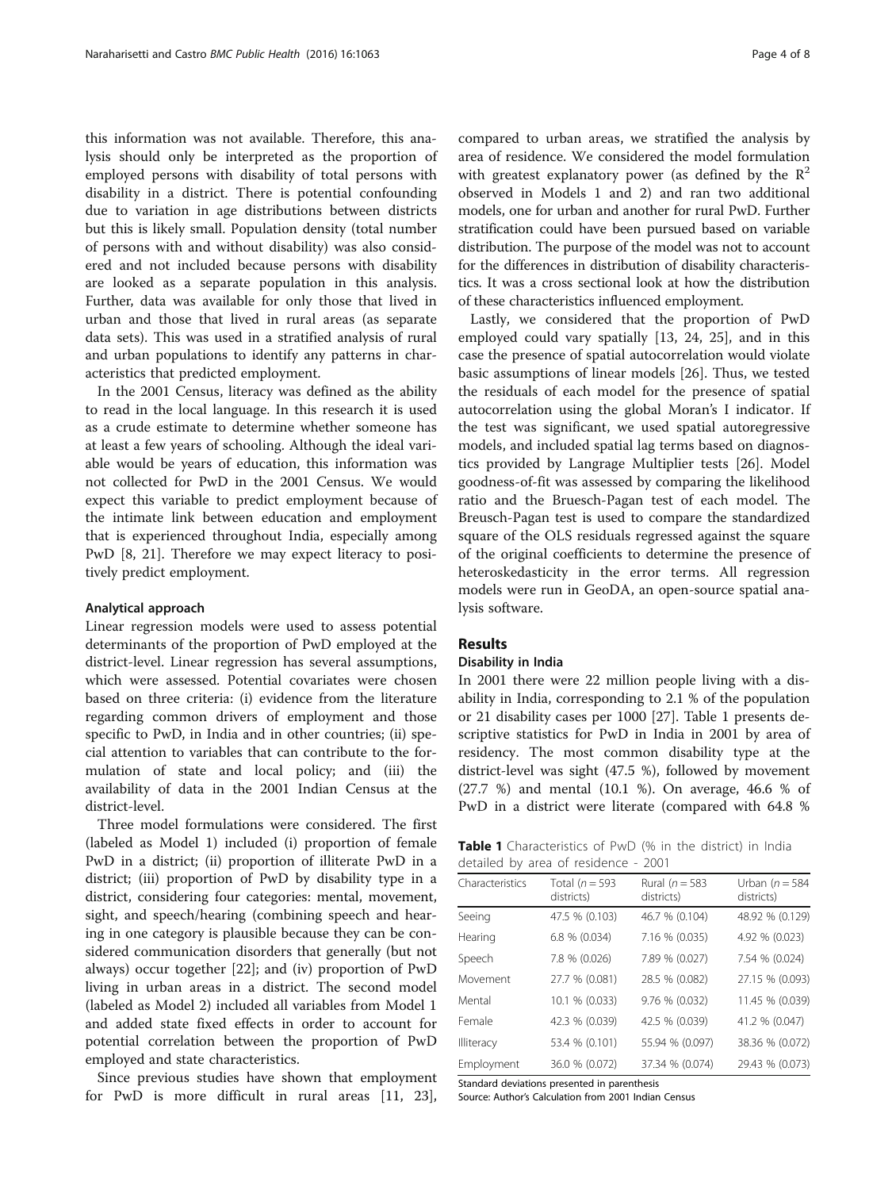this information was not available. Therefore, this analysis should only be interpreted as the proportion of employed persons with disability of total persons with disability in a district. There is potential confounding due to variation in age distributions between districts but this is likely small. Population density (total number of persons with and without disability) was also considered and not included because persons with disability are looked as a separate population in this analysis. Further, data was available for only those that lived in urban and those that lived in rural areas (as separate data sets). This was used in a stratified analysis of rural and urban populations to identify any patterns in characteristics that predicted employment.

In the 2001 Census, literacy was defined as the ability to read in the local language. In this research it is used as a crude estimate to determine whether someone has at least a few years of schooling. Although the ideal variable would be years of education, this information was not collected for PwD in the 2001 Census. We would expect this variable to predict employment because of the intimate link between education and employment that is experienced throughout India, especially among PwD [8, 21]. Therefore we may expect literacy to positively predict employment.

### Analytical approach

Linear regression models were used to assess potential determinants of the proportion of PwD employed at the district-level. Linear regression has several assumptions, which were assessed. Potential covariates were chosen based on three criteria: (i) evidence from the literature regarding common drivers of employment and those specific to PwD, in India and in other countries; (ii) special attention to variables that can contribute to the formulation of state and local policy; and (iii) the availability of data in the 2001 Indian Census at the district-level.

Three model formulations were considered. The first (labeled as Model 1) included (i) proportion of female PwD in a district; (ii) proportion of illiterate PwD in a district; (iii) proportion of PwD by disability type in a district, considering four categories: mental, movement, sight, and speech/hearing (combining speech and hearing in one category is plausible because they can be considered communication disorders that generally (but not always) occur together [22]; and (iv) proportion of PwD living in urban areas in a district. The second model (labeled as Model 2) included all variables from Model 1 and added state fixed effects in order to account for potential correlation between the proportion of PwD employed and state characteristics.

Since previous studies have shown that employment for PwD is more difficult in rural areas [11, 23], compared to urban areas, we stratified the analysis by area of residence. We considered the model formulation with greatest explanatory power (as defined by the $R^2$ observed in Models 1 and 2) and ran two additional models, one for urban and another for rural PwD. Further stratification could have been pursued based on variable distribution. The purpose of the model was not to account for the differences in distribution of disability characteristics. It was a cross sectional look at how the distribution of these characteristics influenced employment.

Lastly, we considered that the proportion of PwD employed could vary spatially [13, 24, 25], and in this case the presence of spatial autocorrelation would violate basic assumptions of linear models [26]. Thus, we tested the residuals of each model for the presence of spatial autocorrelation using the global Moran's I indicator. If the test was significant, we used spatial autoregressive models, and included spatial lag terms based on diagnostics provided by Langrage Multiplier tests [26]. Model goodness-of-fit was assessed by comparing the likelihood ratio and the Bruesch-Pagan test of each model. The Breusch-Pagan test is used to compare the standardized square of the OLS residuals regressed against the square of the original coefficients to determine the presence of heteroskedasticity in the error terms. All regression models were run in GeoDA, an open-source spatial analysis software.

## Results

### Disability in India

In 2001 there were 22 million people living with a disability in India, corresponding to 2.1 % of the population or 21 disability cases per 1000 [27]. Table 1 presents descriptive statistics for PwD in India in 2001 by area of residency. The most common disability type at the district-level was sight (47.5 %), followed by movement (27.7 %) and mental (10.1 %). On average, 46.6 % of PwD in a district were literate (compared with 64.8 %

**Table 1** Characteristics of PwD (% in the district) in India detailed by area of residence - 2001

| Characteristics | Total ($n = 593$ districts) | Rural ($n = 583$ districts) | Urban ($n = 584$ districts) |
|---|---|---|---|
| Seeing | 47.5 % (0.103) | 46.7 % (0.104) | 48.92 % (0.129) |
| Hearing | 6.8 % (0.034) | 7.16 % (0.035) | 4.92 % (0.023) |
| Speech | 7.8 % (0.026) | 7.89 % (0.027) | 7.54 % (0.024) |
| Movement | 27.7 % (0.081) | 28.5 % (0.082) | 27.15 % (0.093) |
| Mental | 10.1 % (0.033) | 9.76 % (0.032) | 11.45 % (0.039) |
| Female | 42.3 % (0.039) | 42.5 % (0.039) | 41.2 % (0.047) |
| Illiteracy | 53.4 % (0.101) | 55.94 % (0.097) | 38.36 % (0.072) |
| Employment | 36.0 % (0.072) | 37.34 % (0.074) | 29.43 % (0.073) |

Standard deviations presented in parenthesis

Source: Author's Calculation from 2001 Indian Census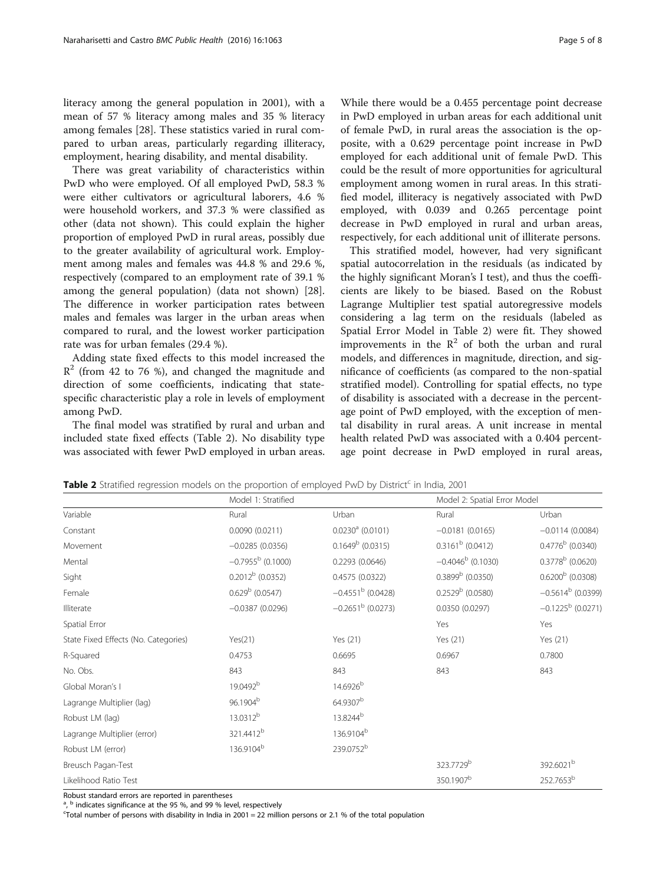literacy among the general population in 2001), with a mean of 57 % literacy among males and 35 % literacy among females [28]. These statistics varied in rural compared to urban areas, particularly regarding illiteracy, employment, hearing disability, and mental disability.

There was great variability of characteristics within PwD who were employed. Of all employed PwD, 58.3 % were either cultivators or agricultural laborers, 4.6 % were household workers, and 37.3 % were classified as other (data not shown). This could explain the higher proportion of employed PwD in rural areas, possibly due to the greater availability of agricultural work. Employment among males and females was 44.8 % and 29.6 %, respectively (compared to an employment rate of 39.1 % among the general population) (data not shown) [28]. The difference in worker participation rates between males and females was larger in the urban areas when compared to rural, and the lowest worker participation rate was for urban females (29.4 %).

Adding state fixed effects to this model increased the $R^2$ (from 42 to 76 %), and changed the magnitude and direction of some coefficients, indicating that state-specific characteristic play a role in levels of employment among PwD.

The final model was stratified by rural and urban and included state fixed effects (Table 2). No disability type was associated with fewer PwD employed in urban areas. While there would be a 0.455 percentage point decrease in PwD employed in urban areas for each additional unit of female PwD, in rural areas the association is the opposite, with a 0.629 percentage point increase in PwD employed for each additional unit of female PwD. This could be the result of more opportunities for agricultural employment among women in rural areas. In this stratified model, illiteracy is negatively associated with PwD employed, with 0.039 and 0.265 percentage point decrease in PwD employed in rural and urban areas, respectively, for each additional unit of illiterate persons.

This stratified model, however, had very significant spatial autocorrelation in the residuals (as indicated by the highly significant Moran's I test), and thus the coefficients are likely to be biased. Based on the Robust Lagrange Multiplier test spatial autoregressive models considering a lag term on the residuals (labeled as Spatial Error Model in Table 2) were fit. They showed improvements in the $R^2$ of both the urban and rural models, and differences in magnitude, direction, and significance of coefficients (as compared to the non-spatial stratified model). Controlling for spatial effects, no type of disability is associated with a decrease in the percentage point of PwD employed, with the exception of mental disability in rural areas. A unit increase in mental health related PwD was associated with a 0.404 percentage point decrease in PwD employed in rural areas,

**Table 2** Stratified regression models on the proportion of employed PwD by District[c] in India, 2001

| | Model 1: Stratified | | Model 2: Spatial Error Model | |
|---|---|---|---|---|
| Variable | Rural | Urban | Rural | Urban |
| Constant | 0.0090 (0.0211) | 0.0230[a] (0.0101) | −0.0181 (0.0165) | −0.0114 (0.0084) |
| Movement | −0.0285 (0.0356) | 0.1649[b] (0.0315) | 0.3161[b] (0.0412) | 0.4776[b] (0.0340) |
| Mental | −0.7955[b] (0.1000) | 0.2293 (0.0646) | −0.4046[b] (0.1030) | 0.3778[b] (0.0620) |
| Sight | 0.2012[b] (0.0352) | 0.4575 (0.0322) | 0.3899[b] (0.0350) | 0.6200[b] (0.0308) |
| Female | 0.629[b] (0.0547) | −0.4551[b] (0.0428) | 0.2529[b] (0.0580) | −0.5614[b] (0.0399) |
| Illiterate | −0.0387 (0.0296) | −0.2651[b] (0.0273) | 0.0350 (0.0297) | −0.1225[b] (0.0271) |
| Spatial Error | | | Yes | Yes |
| State Fixed Effects (No. Categories) | Yes(21) | Yes (21) | Yes (21) | Yes (21) |
| R-Squared | 0.4753 | 0.6695 | 0.6967 | 0.7800 |
| No. Obs. | 843 | 843 | 843 | 843 |
| Global Moran's I | 19.0492[b] | 14.6926[b] | | |
| Lagrange Multiplier (lag) | 96.1904[b] | 64.9307[b] | | |
| Robust LM (lag) | 13.0312[b] | 13.8244[b] | | |
| Lagrange Multiplier (error) | 321.4412[b] | 136.9104[b] | | |
| Robust LM (error) | 136.9104[b] | 239.0752[b] | | |
| Breusch Pagan-Test | | | 323.7729[b] | 392.6021[b] |
| Likelihood Ratio Test | | | 350.1907[b] | 252.7653[b] |

Robust standard errors are reported in parentheses

[a], [b] indicates significance at the 95 %, and 99 % level, respectively

[c]Total number of persons with disability in India in 2001 = 22 million persons or 2.1 % of the total population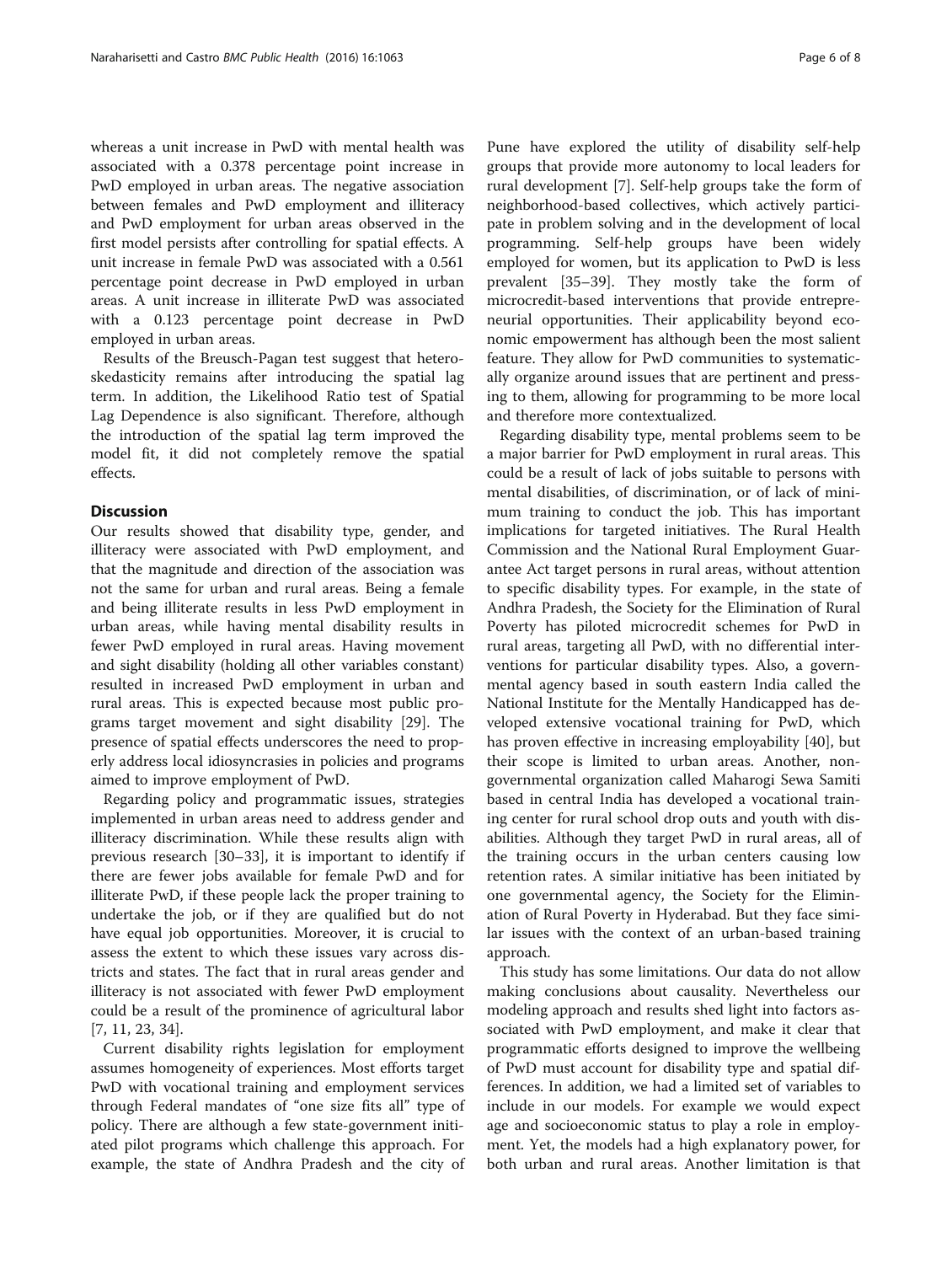whereas a unit increase in PwD with mental health was associated with a 0.378 percentage point increase in PwD employed in urban areas. The negative association between females and PwD employment and illiteracy and PwD employment for urban areas observed in the first model persists after controlling for spatial effects. A unit increase in female PwD was associated with a 0.561 percentage point decrease in PwD employed in urban areas. A unit increase in illiterate PwD was associated with a 0.123 percentage point decrease in PwD employed in urban areas.

Results of the Breusch-Pagan test suggest that heteroskedasticity remains after introducing the spatial lag term. In addition, the Likelihood Ratio test of Spatial Lag Dependence is also significant. Therefore, although the introduction of the spatial lag term improved the model fit, it did not completely remove the spatial effects.

## Discussion

Our results showed that disability type, gender, and illiteracy were associated with PwD employment, and that the magnitude and direction of the association was not the same for urban and rural areas. Being a female and being illiterate results in less PwD employment in urban areas, while having mental disability results in fewer PwD employed in rural areas. Having movement and sight disability (holding all other variables constant) resulted in increased PwD employment in urban and rural areas. This is expected because most public programs target movement and sight disability [29]. The presence of spatial effects underscores the need to properly address local idiosyncrasies in policies and programs aimed to improve employment of PwD.

Regarding policy and programmatic issues, strategies implemented in urban areas need to address gender and illiteracy discrimination. While these results align with previous research [30–33], it is important to identify if there are fewer jobs available for female PwD and for illiterate PwD, if these people lack the proper training to undertake the job, or if they are qualified but do not have equal job opportunities. Moreover, it is crucial to assess the extent to which these issues vary across districts and states. The fact that in rural areas gender and illiteracy is not associated with fewer PwD employment could be a result of the prominence of agricultural labor [7, 11, 23, 34].

Current disability rights legislation for employment assumes homogeneity of experiences. Most efforts target PwD with vocational training and employment services through Federal mandates of "one size fits all" type of policy. There are although a few state-government initiated pilot programs which challenge this approach. For example, the state of Andhra Pradesh and the city of Pune have explored the utility of disability self-help groups that provide more autonomy to local leaders for rural development [7]. Self-help groups take the form of neighborhood-based collectives, which actively participate in problem solving and in the development of local programming. Self-help groups have been widely employed for women, but its application to PwD is less prevalent [35–39]. They mostly take the form of microcredit-based interventions that provide entrepreneurial opportunities. Their applicability beyond economic empowerment has although been the most salient feature. They allow for PwD communities to systematically organize around issues that are pertinent and pressing to them, allowing for programming to be more local and therefore more contextualized.

Regarding disability type, mental problems seem to be a major barrier for PwD employment in rural areas. This could be a result of lack of jobs suitable to persons with mental disabilities, of discrimination, or of lack of minimum training to conduct the job. This has important implications for targeted initiatives. The Rural Health Commission and the National Rural Employment Guarantee Act target persons in rural areas, without attention to specific disability types. For example, in the state of Andhra Pradesh, the Society for the Elimination of Rural Poverty has piloted microcredit schemes for PwD in rural areas, targeting all PwD, with no differential interventions for particular disability types. Also, a governmental agency based in south eastern India called the National Institute for the Mentally Handicapped has developed extensive vocational training for PwD, which has proven effective in increasing employability [40], but their scope is limited to urban areas. Another, nongovernmental organization called Maharogi Sewa Samiti based in central India has developed a vocational training center for rural school drop outs and youth with disabilities. Although they target PwD in rural areas, all of the training occurs in the urban centers causing low retention rates. A similar initiative has been initiated by one governmental agency, the Society for the Elimination of Rural Poverty in Hyderabad. But they face similar issues with the context of an urban-based training approach.

This study has some limitations. Our data do not allow making conclusions about causality. Nevertheless our modeling approach and results shed light into factors associated with PwD employment, and make it clear that programmatic efforts designed to improve the wellbeing of PwD must account for disability type and spatial differences. In addition, we had a limited set of variables to include in our models. For example we would expect age and socioeconomic status to play a role in employment. Yet, the models had a high explanatory power, for both urban and rural areas. Another limitation is that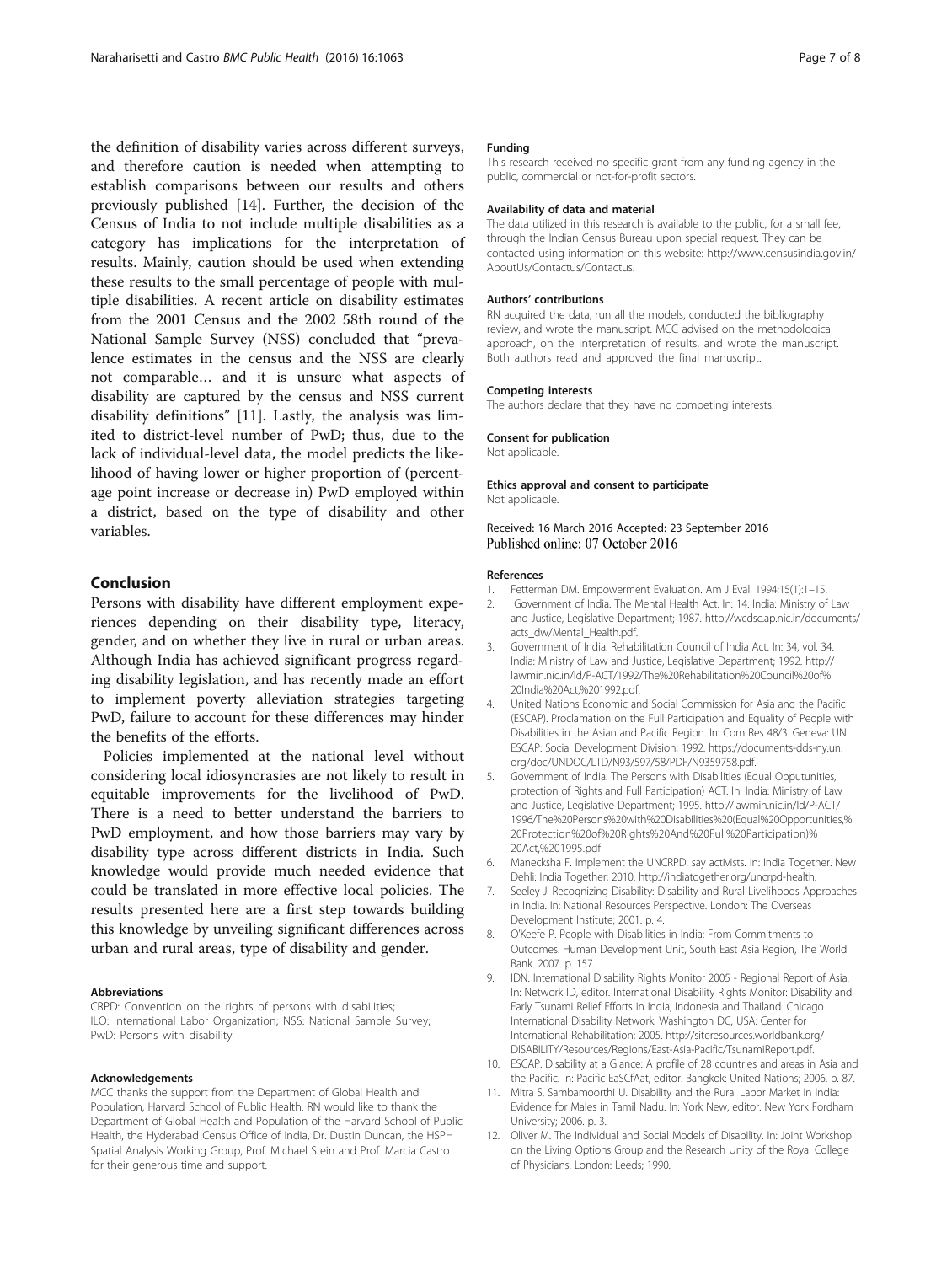the definition of disability varies across different surveys, and therefore caution is needed when attempting to establish comparisons between our results and others previously published [14]. Further, the decision of the Census of India to not include multiple disabilities as a category has implications for the interpretation of results. Mainly, caution should be used when extending these results to the small percentage of people with multiple disabilities. A recent article on disability estimates from the 2001 Census and the 2002 58th round of the National Sample Survey (NSS) concluded that "prevalence estimates in the census and the NSS are clearly not comparable… and it is unsure what aspects of disability are captured by the census and NSS current disability definitions" [11]. Lastly, the analysis was limited to district-level number of PwD; thus, due to the lack of individual-level data, the model predicts the likelihood of having lower or higher proportion of (percentage point increase or decrease in) PwD employed within a district, based on the type of disability and other variables.

## Conclusion

Persons with disability have different employment experiences depending on their disability type, literacy, gender, and on whether they live in rural or urban areas. Although India has achieved significant progress regarding disability legislation, and has recently made an effort to implement poverty alleviation strategies targeting PwD, failure to account for these differences may hinder the benefits of the efforts.

Policies implemented at the national level without considering local idiosyncrasies are not likely to result in equitable improvements for the livelihood of PwD. There is a need to better understand the barriers to PwD employment, and how those barriers may vary by disability type across different districts in India. Such knowledge would provide much needed evidence that could be translated in more effective local policies. The results presented here are a first step towards building this knowledge by unveiling significant differences across urban and rural areas, type of disability and gender.

#### Abbreviations

CRPD: Convention on the rights of persons with disabilities; ILO: International Labor Organization; NSS: National Sample Survey; PwD: Persons with disability

#### Acknowledgements

MCC thanks the support from the Department of Global Health and Population, Harvard School of Public Health. RN would like to thank the Department of Global Health and Population of the Harvard School of Public Health, the Hyderabad Census Office of India, Dr. Dustin Duncan, the HSPH Spatial Analysis Working Group, Prof. Michael Stein and Prof. Marcia Castro for their generous time and support.

#### Funding

This research received no specific grant from any funding agency in the public, commercial or not-for-profit sectors.

#### Availability of data and material

The data utilized in this research is available to the public, for a small fee, through the Indian Census Bureau upon special request. They can be contacted using information on this website: http://www.censusindia.gov.in/AboutUs/Contactus/Contactus.

#### Authors' contributions

RN acquired the data, run all the models, conducted the bibliography review, and wrote the manuscript. MCC advised on the methodological approach, on the interpretation of results, and wrote the manuscript. Both authors read and approved the final manuscript.

#### Competing interests

The authors declare that they have no competing interests.

#### Consent for publication

Not applicable.

#### Ethics approval and consent to participate

Not applicable.

Received: 16 March 2016 Accepted: 23 September 2016
Published online: 07 October 2016

#### References

1. Fetterman DM. Empowerment Evaluation. Am J Eval. 1994;15(1):1–15.
2. Government of India. The Mental Health Act. In: 14. India: Ministry of Law and Justice, Legislative Department; 1987. http://wcdsc.ap.nic.in/documents/acts_dw/Mental_Health.pdf.
3. Government of India. Rehabilitation Council of India Act. In: 34, vol. 34. India: Ministry of Law and Justice, Legislative Department; 1992. http://lawmin.nic.in/ld/P-ACT/1992/The%20Rehabilitation%20Council%20of%20India%20Act,%201992.pdf.
4. United Nations Economic and Social Commission for Asia and the Pacific (ESCAP). Proclamation on the Full Participation and Equality of People with Disabilities in the Asian and Pacific Region. In: Com Res 48/3. Geneva: UN ESCAP: Social Development Division; 1992. https://documents-dds-ny.un.org/doc/UNDOC/LTD/N93/597/58/PDF/N9359758.pdf.
5. Government of India. The Persons with Disabilities (Equal Opputunities, protection of Rights and Full Participation) ACT. In: India: Ministry of Law and Justice, Legislative Department; 1995. http://lawmin.nic.in/ld/P-ACT/1996/The%20Persons%20with%20Disabilities%20(Equal%20Opportunities,%20Protection%20of%20Rights%20And%20Full%20Participation)%20Act,%201995.pdf.
6. Manecksha F. Implement the UNCRPD, say activists. In: India Together. New Dehli: India Together; 2010. http://indiatogether.org/uncrpd-health.
7. Seeley J. Recognizing Disability: Disability and Rural Livelihoods Approaches in India. In: National Resources Perspective. London: The Overseas Development Institute; 2001. p. 4.
8. O'Keefe P. People with Disabilities in India: From Commitments to Outcomes. Human Development Unit, South East Asia Region, The World Bank. 2007. p. 157.
9. IDN. International Disability Rights Monitor 2005 - Regional Report of Asia. In: Network ID, editor. International Disability Rights Monitor: Disability and Early Tsunami Relief Efforts in India, Indonesia and Thailand. Chicago International Disability Network. Washington DC, USA: Center for International Rehabilitation; 2005. http://siteresources.worldbank.org/DISABILITY/Resources/Regions/East-Asia-Pacific/TsunamiReport.pdf.
10. ESCAP. Disability at a Glance: A profile of 28 countries and areas in Asia and the Pacific. In: Pacific EaSCfAat, editor. Bangkok: United Nations; 2006. p. 87.
11. Mitra S, Sambamoorthi U. Disability and the Rural Labor Market in India: Evidence for Males in Tamil Nadu. In: York New, editor. New York Fordham University; 2006. p. 3.
12. Oliver M. The Individual and Social Models of Disability. In: Joint Workshop on the Living Options Group and the Research Unity of the Royal College of Physicians. London: Leeds; 1990.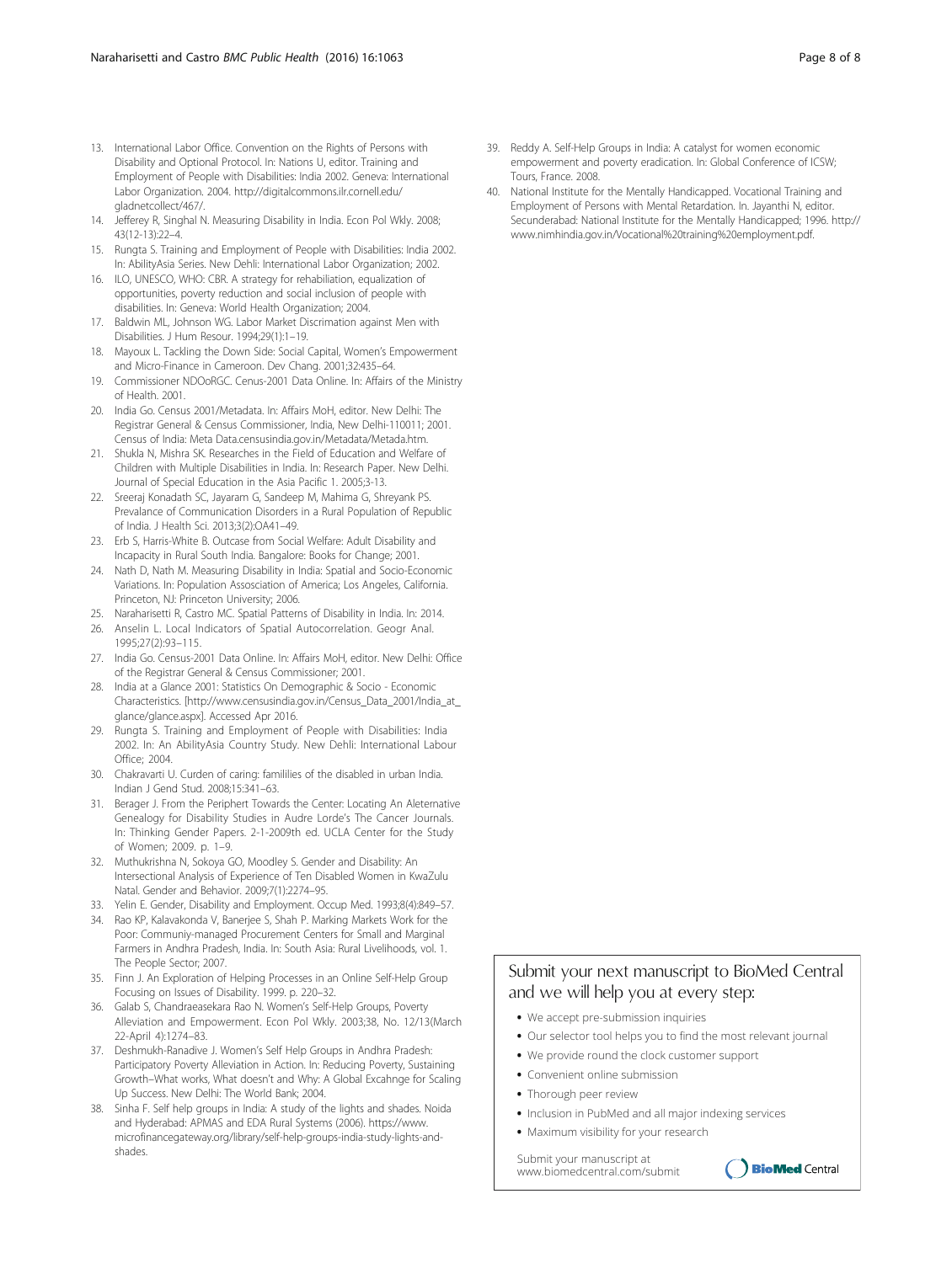13. International Labor Office. Convention on the Rights of Persons with Disability and Optional Protocol. In: Nations U, editor. Training and Employment of People with Disabilities: India 2002. Geneva: International Labor Organization. 2004. http://digitalcommons.ilr.cornell.edu/gladnetcollect/467/.
14. Jefferey R, Singhal N. Measuring Disability in India. Econ Pol Wkly. 2008; 43(12-13):22–4.
15. Rungta S. Training and Employment of People with Disabilities: India 2002. In: AbilityAsia Series. New Dehli: International Labor Organization; 2002.
16. ILO, UNESCO, WHO: CBR. A strategy for rehabiliation, equalization of opportunities, poverty reduction and social inclusion of people with disabilities. In: Geneva: World Health Organization; 2004.
17. Baldwin ML, Johnson WG. Labor Market Discrimation against Men with Disabilities. J Hum Resour. 1994;29(1):1–19.
18. Mayoux L. Tackling the Down Side: Social Capital, Women's Empowerment and Micro-Finance in Cameroon. Dev Chang. 2001;32:435–64.
19. Commissioner NDOoRGC. Cenus-2001 Data Online. In: Affairs of the Ministry of Health. 2001.
20. India Go. Census 2001/Metadata. In: Affairs MoH, editor. New Delhi: The Registrar General & Census Commissioner, India, New Delhi-110011; 2001. Census of India: Meta Data.censusindia.gov.in/Metadata/Metada.htm.
21. Shukla N, Mishra SK. Researches in the Field of Education and Welfare of Children with Multiple Disabilities in India. In: Research Paper. New Delhi. Journal of Special Education in the Asia Pacific 1. 2005;3-13.
22. Sreeraj Konadath SC, Jayaram G, Sandeep M, Mahima G, Shreyank PS. Prevalance of Communication Disorders in a Rural Population of Republic of India. J Health Sci. 2013;3(2):OA41–49.
23. Erb S, Harris-White B. Outcase from Social Welfare: Adult Disability and Incapacity in Rural South India. Bangalore: Books for Change; 2001.
24. Nath D, Nath M. Measuring Disability in India: Spatial and Socio-Economic Variations. In: Population Assosciation of America; Los Angeles, California. Princeton, NJ: Princeton University; 2006.
25. Naraharisetti R, Castro MC. Spatial Patterns of Disability in India. In: 2014.
26. Anselin L. Local Indicators of Spatial Autocorrelation. Geogr Anal. 1995;27(2):93–115.
27. India Go. Census-2001 Data Online. In: Affairs MoH, editor. New Delhi: Office of the Registrar General & Census Commissioner; 2001.
28. India at a Glance 2001: Statistics On Demographic & Socio - Economic Characteristics. [http://www.censusindia.gov.in/Census_Data_2001/India_at_glance/glance.aspx]. Accessed Apr 2016.
29. Rungta S. Training and Employment of People with Disabilities: India 2002. In: An AbilityAsia Country Study. New Dehli: International Labour Office; 2004.
30. Chakravarti U. Curden of caring: famililies of the disabled in urban India. Indian J Gend Stud. 2008;15:341–63.
31. Berager J. From the Periphert Towards the Center: Locating An Aleternative Genealogy for Disability Studies in Audre Lorde's The Cancer Journals. In: Thinking Gender Papers. 2-1-2009th ed. UCLA Center for the Study of Women; 2009. p. 1–9.
32. Muthukrishna N, Sokoya GO, Moodley S. Gender and Disability: An Intersectional Analysis of Experience of Ten Disabled Women in KwaZulu Natal. Gender and Behavior. 2009;7(1):2274–95.
33. Yelin E. Gender, Disability and Employment. Occup Med. 1993;8(4):849–57.
34. Rao KP, Kalavakonda V, Banerjee S, Shah P. Marking Markets Work for the Poor: Communiy-managed Procurement Centers for Small and Marginal Farmers in Andhra Pradesh, India. In: South Asia: Rural Livelihoods, vol. 1. The People Sector; 2007.
35. Finn J. An Exploration of Helping Processes in an Online Self-Help Group Focusing on Issues of Disability. 1999. p. 220–32.
36. Galab S, Chandraeasekara Rao N. Women's Self-Help Groups, Poverty Alleviation and Empowerment. Econ Pol Wkly. 2003;38, No. 12/13(March 22-April 4):1274–83.
37. Deshmukh-Ranadive J. Women's Self Help Groups in Andhra Pradesh: Participatory Poverty Alleviation in Action. In: Reducing Poverty, Sustaining Growth–What works, What doesn't and Why: A Global Excahnge for Scaling Up Success. New Delhi: The World Bank; 2004.
38. Sinha F. Self help groups in India: A study of the lights and shades. Noida and Hyderabad: APMAS and EDA Rural Systems (2006). https://www.microfinancegateway.org/library/self-help-groups-india-study-lights-and-shades.
39. Reddy A. Self-Help Groups in India: A catalyst for women economic empowerment and poverty eradication. In: Global Conference of ICSW; Tours, France. 2008.
40. National Institute for the Mentally Handicapped. Vocational Training and Employment of Persons with Mental Retardation. In. Jayanthi N, editor. Secunderabad: National Institute for the Mentally Handicapped; 1996. http://www.nimhindia.gov.in/Vocational%20training%20employment.pdf.